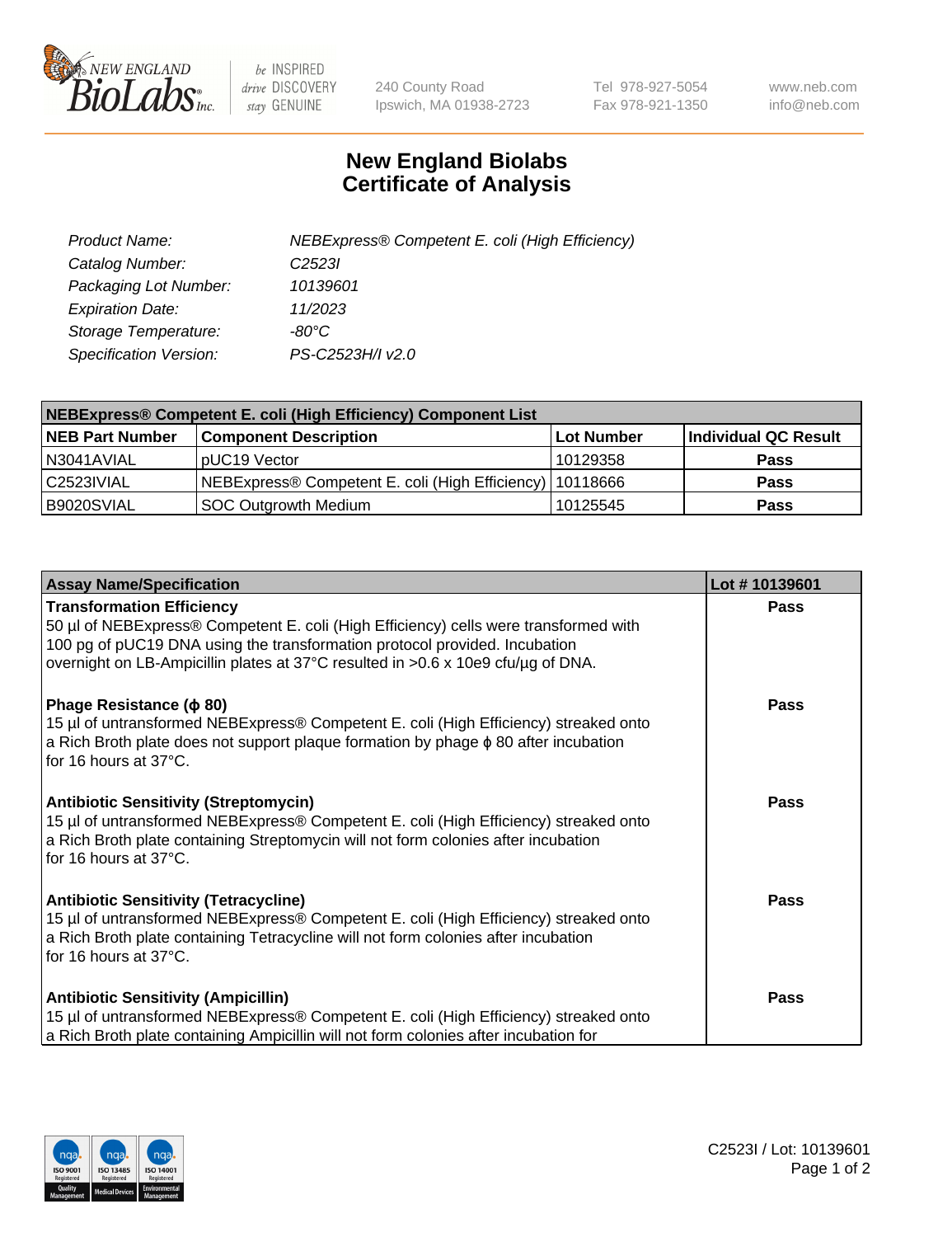# New England Biolabs Certificate of Analysis

| | |
|---|---|
| *Product Name:* | *NEBExpress® Competent E. coli (High Efficiency)* |
| *Catalog Number:* | *C2523I* |
| *Packaging Lot Number:* | *10139601* |
| *Expiration Date:* | *11/2023* |
| *Storage Temperature:* | *-80°C* |
| *Specification Version:* | *PS-C2523H/I v2.0* |

| **NEBExpress® Competent E. coli (High Efficiency) Component List** | | | |
|---|---|---|---|
| **NEB Part Number** | **Component Description** | **Lot Number** | **Individual QC Result** |
| N3041AVIAL | pUC19 Vector | 10129358 | **Pass** |
| C2523IVIAL | NEBExpress® Competent E. coli (High Efficiency) | 10118666 | **Pass** |
| B9020SVIAL | SOC Outgrowth Medium | 10125545 | **Pass** |

| **Assay Name/Specification** | **Lot # 10139601** |
|---|---|
| **Transformation Efficiency** 50 µl of NEBExpress® Competent E. coli (High Efficiency) cells were transformed with 100 pg of pUC19 DNA using the transformation protocol provided. Incubation overnight on LB-Ampicillin plates at 37°C resulted in >0.6 x 10e9 cfu/µg of DNA. | **Pass** |
| **Phage Resistance (ϕ 80)** 15 µl of untransformed NEBExpress® Competent E. coli (High Efficiency) streaked onto a Rich Broth plate does not support plaque formation by phage ϕ 80 after incubation for 16 hours at 37°C. | **Pass** |
| **Antibiotic Sensitivity (Streptomycin)** 15 µl of untransformed NEBExpress® Competent E. coli (High Efficiency) streaked onto a Rich Broth plate containing Streptomycin will not form colonies after incubation for 16 hours at 37°C. | **Pass** |
| **Antibiotic Sensitivity (Tetracycline)** 15 µl of untransformed NEBExpress® Competent E. coli (High Efficiency) streaked onto a Rich Broth plate containing Tetracycline will not form colonies after incubation for 16 hours at 37°C. | **Pass** |
| **Antibiotic Sensitivity (Ampicillin)** 15 µl of untransformed NEBExpress® Competent E. coli (High Efficiency) streaked onto a Rich Broth plate containing Ampicillin will not form colonies after incubation for | **Pass** |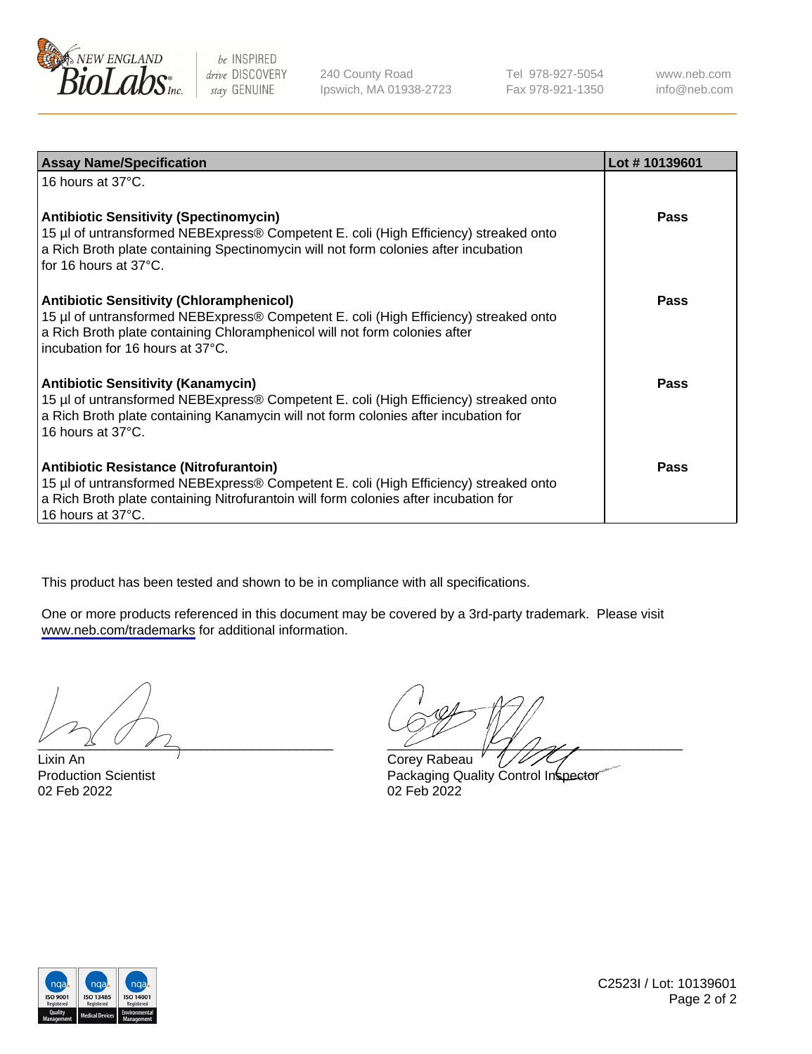| Assay Name/Specification | Lot # 10139601 |
| --- | --- |
| 16 hours at 37°C. | |
| **Antibiotic Sensitivity (Spectinomycin)**<br>15 µl of untransformed NEBExpress® Competent E. coli (High Efficiency) streaked onto a Rich Broth plate containing Spectinomycin will not form colonies after incubation for 16 hours at 37°C. | **Pass** |
| **Antibiotic Sensitivity (Chloramphenicol)**<br>15 µl of untransformed NEBExpress® Competent E. coli (High Efficiency) streaked onto a Rich Broth plate containing Chloramphenicol will not form colonies after incubation for 16 hours at 37°C. | **Pass** |
| **Antibiotic Sensitivity (Kanamycin)**<br>15 µl of untransformed NEBExpress® Competent E. coli (High Efficiency) streaked onto a Rich Broth plate containing Kanamycin will not form colonies after incubation for 16 hours at 37°C. | **Pass** |
| **Antibiotic Resistance (Nitrofurantoin)**<br>15 µl of untransformed NEBExpress® Competent E. coli (High Efficiency) streaked onto a Rich Broth plate containing Nitrofurantoin will form colonies after incubation for 16 hours at 37°C. | **Pass** |

This product has been tested and shown to be in compliance with all specifications.

One or more products referenced in this document may be covered by a 3rd-party trademark. Please visit www.neb.com/trademarks for additional information.

Lixin An
Production Scientist
02 Feb 2022

Corey Rabeau
Packaging Quality Control Inspector
02 Feb 2022

C2523I / Lot: 10139601